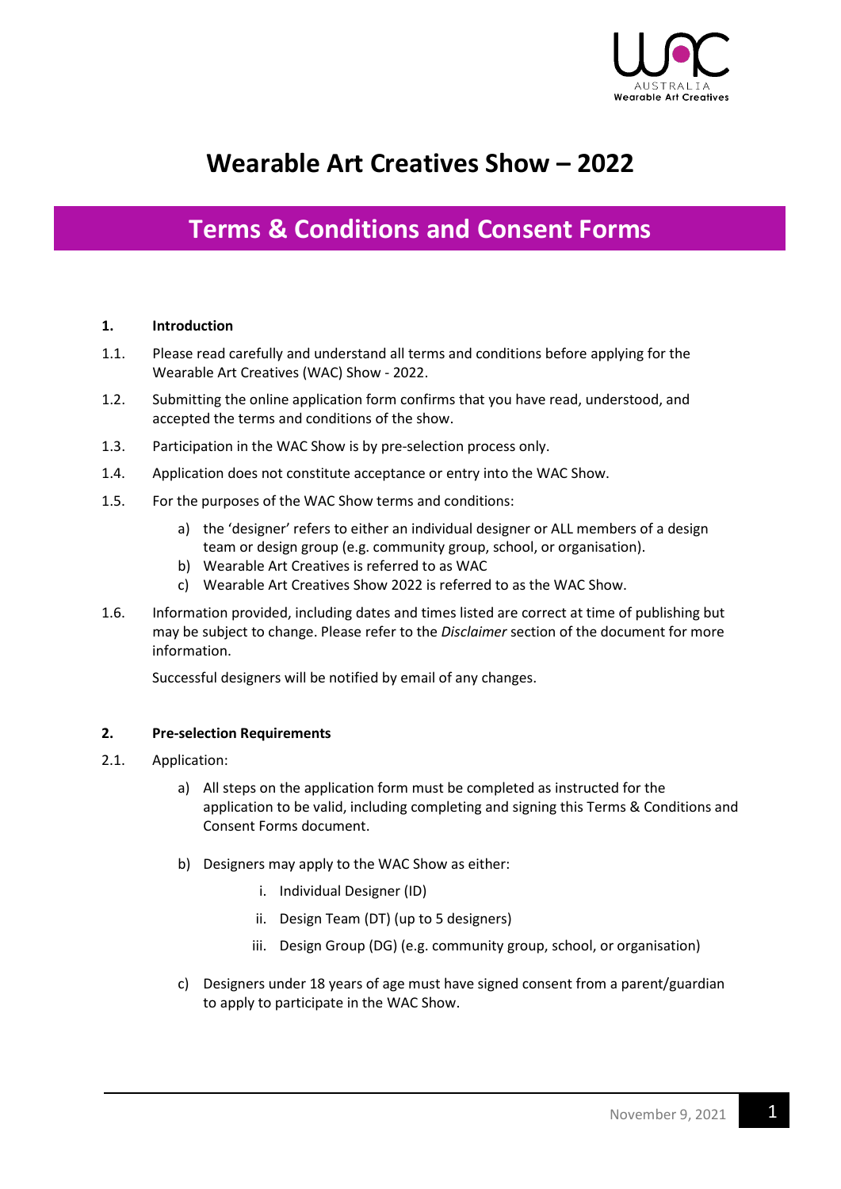# Wearable Art Creatives Show – 2022

## Terms & Conditions and Consent Forms

**1. Introduction**

1.1. Please read carefully and understand all terms and conditions before applying for the Wearable Art Creatives (WAC) Show - 2022.

1.2. Submitting the online application form confirms that you have read, understood, and accepted the terms and conditions of the show.

1.3. Participation in the WAC Show is by pre-selection process only.

1.4. Application does not constitute acceptance or entry into the WAC Show.

1.5. For the purposes of the WAC Show terms and conditions:

a) the 'designer' refers to either an individual designer or ALL members of a design team or design group (e.g. community group, school, or organisation).
b) Wearable Art Creatives is referred to as WAC
c) Wearable Art Creatives Show 2022 is referred to as the WAC Show.

1.6. Information provided, including dates and times listed are correct at time of publishing but may be subject to change. Please refer to the *Disclaimer* section of the document for more information.

Successful designers will be notified by email of any changes.

**2. Pre-selection Requirements**

2.1. Application:

a) All steps on the application form must be completed as instructed for the application to be valid, including completing and signing this Terms & Conditions and Consent Forms document.

b) Designers may apply to the WAC Show as either:

i. Individual Designer (ID)

ii. Design Team (DT) (up to 5 designers)

iii. Design Group (DG) (e.g. community group, school, or organisation)

c) Designers under 18 years of age must have signed consent from a parent/guardian to apply to participate in the WAC Show.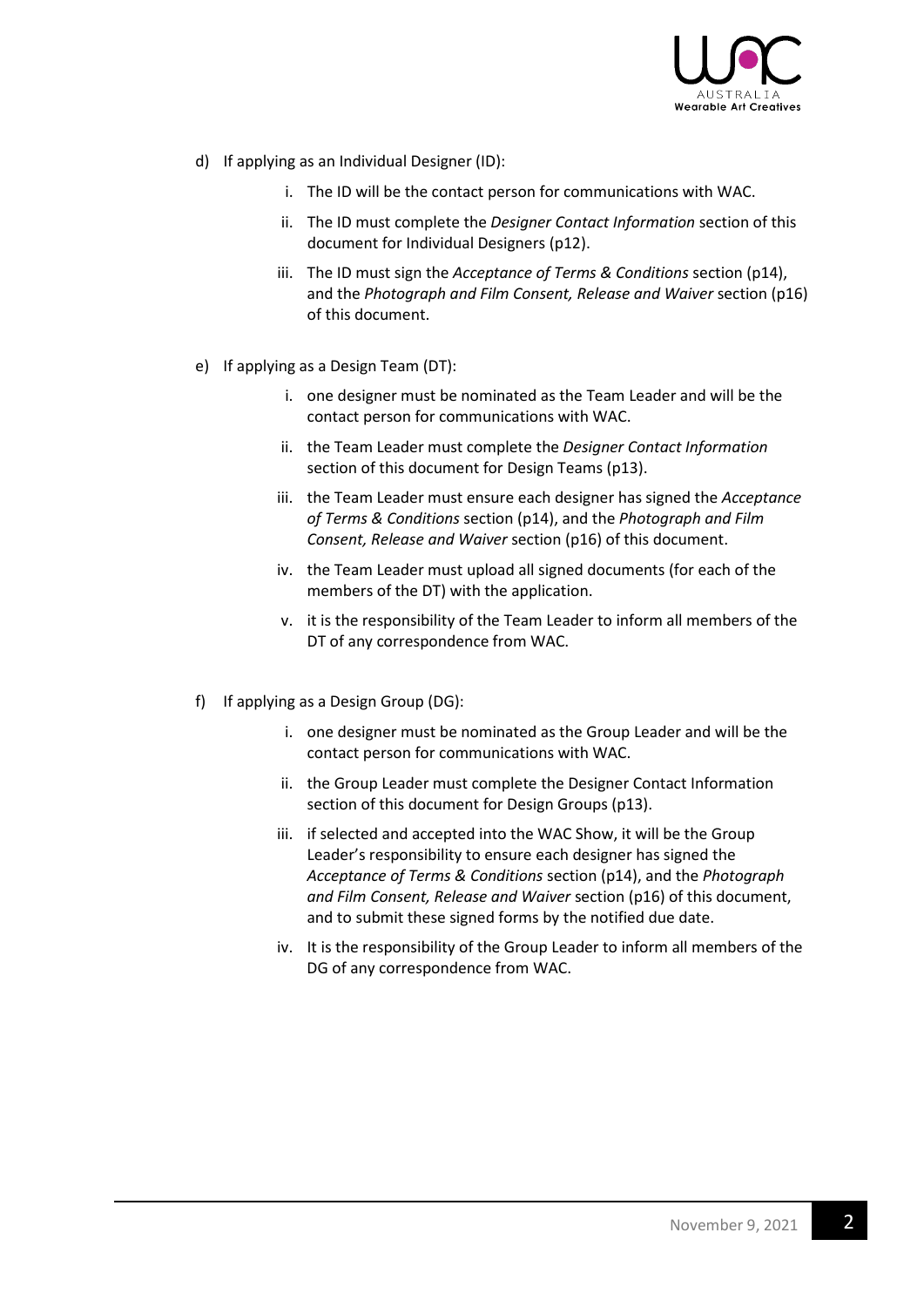d) If applying as an Individual Designer (ID):

   i. The ID will be the contact person for communications with WAC.

   ii. The ID must complete the *Designer Contact Information* section of this document for Individual Designers (p12).

   iii. The ID must sign the *Acceptance of Terms & Conditions* section (p14), and the *Photograph and Film Consent, Release and Waiver* section (p16) of this document.

e) If applying as a Design Team (DT):

   i. one designer must be nominated as the Team Leader and will be the contact person for communications with WAC.

   ii. the Team Leader must complete the *Designer Contact Information* section of this document for Design Teams (p13).

   iii. the Team Leader must ensure each designer has signed the *Acceptance of Terms & Conditions* section (p14), and the *Photograph and Film Consent, Release and Waiver* section (p16) of this document.

   iv. the Team Leader must upload all signed documents (for each of the members of the DT) with the application.

   v. it is the responsibility of the Team Leader to inform all members of the DT of any correspondence from WAC.

f) If applying as a Design Group (DG):

   i. one designer must be nominated as the Group Leader and will be the contact person for communications with WAC.

   ii. the Group Leader must complete the Designer Contact Information section of this document for Design Groups (p13).

   iii. if selected and accepted into the WAC Show, it will be the Group Leader's responsibility to ensure each designer has signed the *Acceptance of Terms & Conditions* section (p14), and the *Photograph and Film Consent, Release and Waiver* section (p16) of this document, and to submit these signed forms by the notified due date.

   iv. It is the responsibility of the Group Leader to inform all members of the DG of any correspondence from WAC.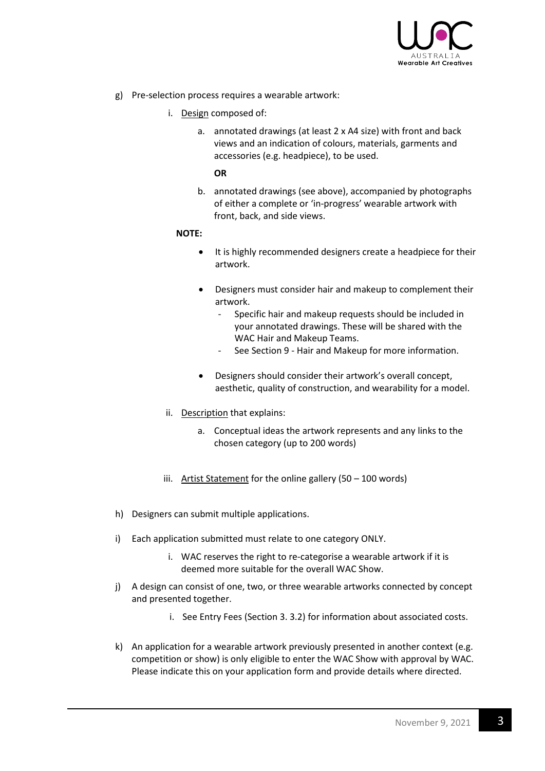g) Pre-selection process requires a wearable artwork:

   i. Design composed of:

      a. annotated drawings (at least 2 x A4 size) with front and back views and an indication of colours, materials, garments and accessories (e.g. headpiece), to be used.

      **OR**

      b. annotated drawings (see above), accompanied by photographs of either a complete or 'in-progress' wearable artwork with front, back, and side views.

      **NOTE:**

      - It is highly recommended designers create a headpiece for their artwork.
      - Designers must consider hair and makeup to complement their artwork.
        - Specific hair and makeup requests should be included in your annotated drawings. These will be shared with the WAC Hair and Makeup Teams.
        - See Section 9 - Hair and Makeup for more information.
      - Designers should consider their artwork's overall concept, aesthetic, quality of construction, and wearability for a model.

   ii. Description that explains:

      a. Conceptual ideas the artwork represents and any links to the chosen category (up to 200 words)

   iii. Artist Statement for the online gallery (50 – 100 words)

h) Designers can submit multiple applications.

i) Each application submitted must relate to one category ONLY.

   i. WAC reserves the right to re-categorise a wearable artwork if it is deemed more suitable for the overall WAC Show.

j) A design can consist of one, two, or three wearable artworks connected by concept and presented together.

   i. See Entry Fees (Section 3. 3.2) for information about associated costs.

k) An application for a wearable artwork previously presented in another context (e.g. competition or show) is only eligible to enter the WAC Show with approval by WAC. Please indicate this on your application form and provide details where directed.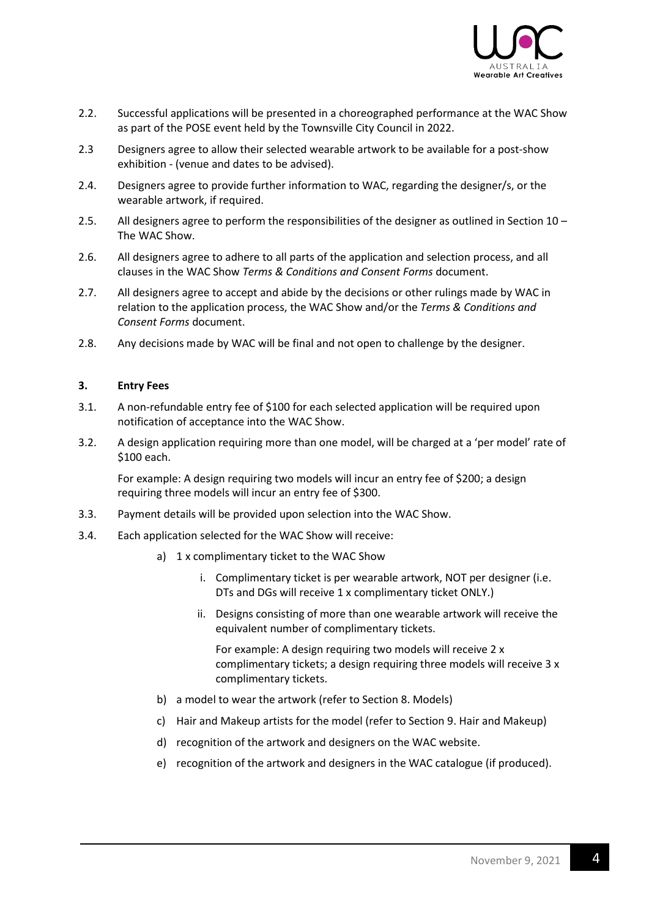2.2. Successful applications will be presented in a choreographed performance at the WAC Show as part of the POSE event held by the Townsville City Council in 2022.

2.3 Designers agree to allow their selected wearable artwork to be available for a post-show exhibition - (venue and dates to be advised).

2.4. Designers agree to provide further information to WAC, regarding the designer/s, or the wearable artwork, if required.

2.5. All designers agree to perform the responsibilities of the designer as outlined in Section 10 – The WAC Show.

2.6. All designers agree to adhere to all parts of the application and selection process, and all clauses in the WAC Show *Terms & Conditions and Consent Forms* document.

2.7. All designers agree to accept and abide by the decisions or other rulings made by WAC in relation to the application process, the WAC Show and/or the *Terms & Conditions and Consent Forms* document.

2.8. Any decisions made by WAC will be final and not open to challenge by the designer.

### 3. Entry Fees

3.1. A non-refundable entry fee of $100 for each selected application will be required upon notification of acceptance into the WAC Show.

3.2. A design application requiring more than one model, will be charged at a 'per model' rate of $100 each.

For example: A design requiring two models will incur an entry fee of $200; a design requiring three models will incur an entry fee of $300.

3.3. Payment details will be provided upon selection into the WAC Show.

3.4. Each application selected for the WAC Show will receive:

a) 1 x complimentary ticket to the WAC Show

   i. Complimentary ticket is per wearable artwork, NOT per designer (i.e. DTs and DGs will receive 1 x complimentary ticket ONLY.)

   ii. Designs consisting of more than one wearable artwork will receive the equivalent number of complimentary tickets.

   For example: A design requiring two models will receive 2 x complimentary tickets; a design requiring three models will receive 3 x complimentary tickets.

b) a model to wear the artwork (refer to Section 8. Models)

c) Hair and Makeup artists for the model (refer to Section 9. Hair and Makeup)

d) recognition of the artwork and designers on the WAC website.

e) recognition of the artwork and designers in the WAC catalogue (if produced).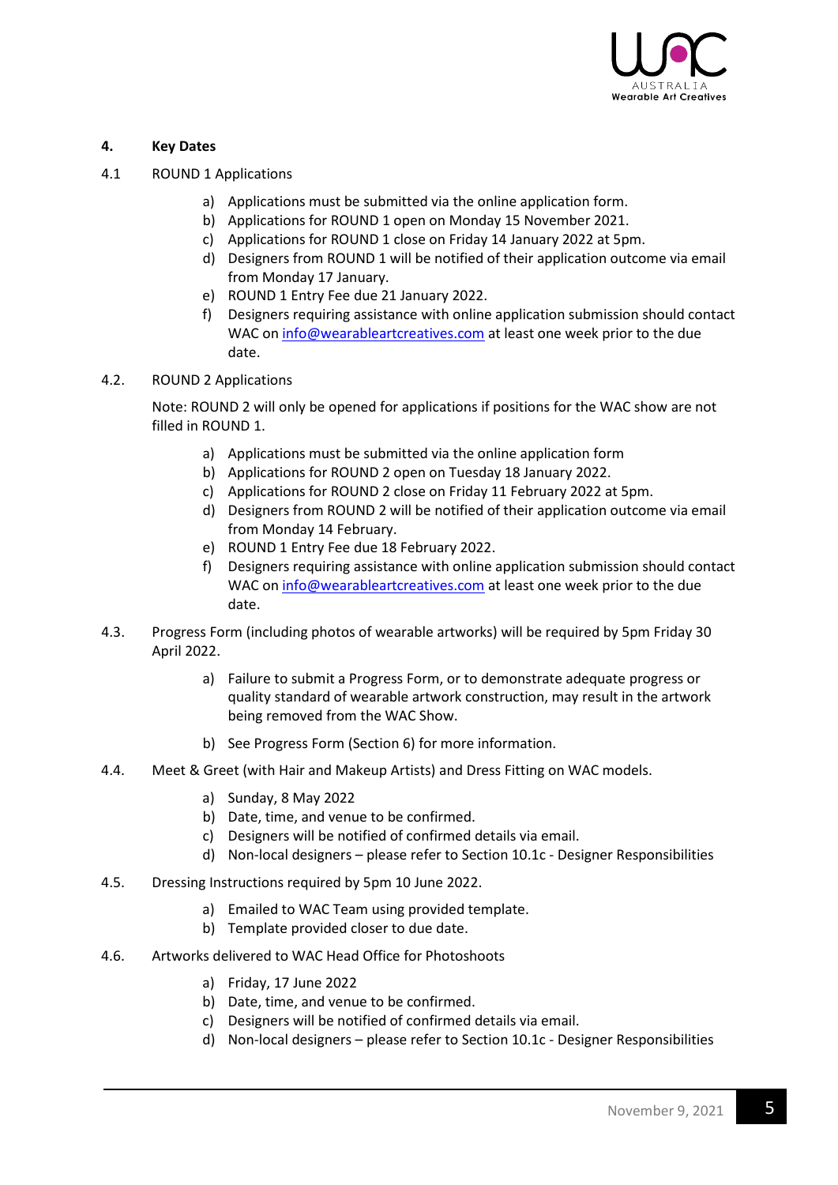## 4. Key Dates

4.1 ROUND 1 Applications

a) Applications must be submitted via the online application form.
b) Applications for ROUND 1 open on Monday 15 November 2021.
c) Applications for ROUND 1 close on Friday 14 January 2022 at 5pm.
d) Designers from ROUND 1 will be notified of their application outcome via email from Monday 17 January.
e) ROUND 1 Entry Fee due 21 January 2022.
f) Designers requiring assistance with online application submission should contact WAC on info@wearableartcreatives.com at least one week prior to the due date.

4.2. ROUND 2 Applications

Note: ROUND 2 will only be opened for applications if positions for the WAC show are not filled in ROUND 1.

a) Applications must be submitted via the online application form
b) Applications for ROUND 2 open on Tuesday 18 January 2022.
c) Applications for ROUND 2 close on Friday 11 February 2022 at 5pm.
d) Designers from ROUND 2 will be notified of their application outcome via email from Monday 14 February.
e) ROUND 1 Entry Fee due 18 February 2022.
f) Designers requiring assistance with online application submission should contact WAC on info@wearableartcreatives.com at least one week prior to the due date.

4.3. Progress Form (including photos of wearable artworks) will be required by 5pm Friday 30 April 2022.

a) Failure to submit a Progress Form, or to demonstrate adequate progress or quality standard of wearable artwork construction, may result in the artwork being removed from the WAC Show.
b) See Progress Form (Section 6) for more information.

4.4. Meet & Greet (with Hair and Makeup Artists) and Dress Fitting on WAC models.

a) Sunday, 8 May 2022
b) Date, time, and venue to be confirmed.
c) Designers will be notified of confirmed details via email.
d) Non-local designers – please refer to Section 10.1c - Designer Responsibilities

4.5. Dressing Instructions required by 5pm 10 June 2022.

a) Emailed to WAC Team using provided template.
b) Template provided closer to due date.

4.6. Artworks delivered to WAC Head Office for Photoshoots

a) Friday, 17 June 2022
b) Date, time, and venue to be confirmed.
c) Designers will be notified of confirmed details via email.
d) Non-local designers – please refer to Section 10.1c - Designer Responsibilities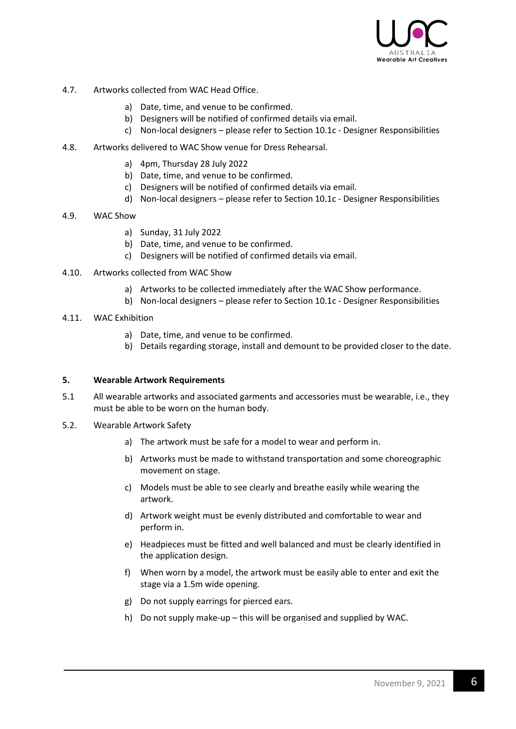4.7. Artworks collected from WAC Head Office.

a) Date, time, and venue to be confirmed.
b) Designers will be notified of confirmed details via email.
c) Non-local designers – please refer to Section 10.1c - Designer Responsibilities

4.8. Artworks delivered to WAC Show venue for Dress Rehearsal.

a) 4pm, Thursday 28 July 2022
b) Date, time, and venue to be confirmed.
c) Designers will be notified of confirmed details via email.
d) Non-local designers – please refer to Section 10.1c - Designer Responsibilities

4.9. WAC Show

a) Sunday, 31 July 2022
b) Date, time, and venue to be confirmed.
c) Designers will be notified of confirmed details via email.

4.10. Artworks collected from WAC Show

a) Artworks to be collected immediately after the WAC Show performance.
b) Non-local designers – please refer to Section 10.1c - Designer Responsibilities

4.11. WAC Exhibition

a) Date, time, and venue to be confirmed.
b) Details regarding storage, install and demount to be provided closer to the date.

## 5. Wearable Artwork Requirements

5.1 All wearable artworks and associated garments and accessories must be wearable, i.e., they must be able to be worn on the human body.

5.2. Wearable Artwork Safety

a) The artwork must be safe for a model to wear and perform in.

b) Artworks must be made to withstand transportation and some choreographic movement on stage.

c) Models must be able to see clearly and breathe easily while wearing the artwork.

d) Artwork weight must be evenly distributed and comfortable to wear and perform in.

e) Headpieces must be fitted and well balanced and must be clearly identified in the application design.

f) When worn by a model, the artwork must be easily able to enter and exit the stage via a 1.5m wide opening.

g) Do not supply earrings for pierced ears.

h) Do not supply make-up – this will be organised and supplied by WAC.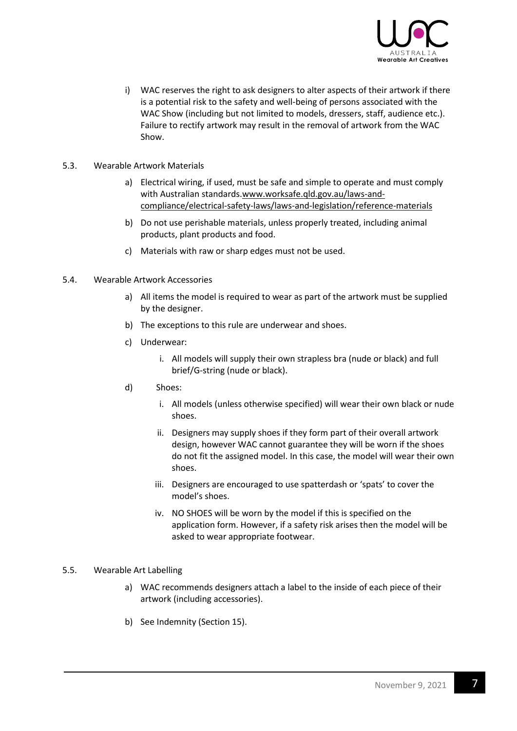i) WAC reserves the right to ask designers to alter aspects of their artwork if there is a potential risk to the safety and well-being of persons associated with the WAC Show (including but not limited to models, dressers, staff, audience etc.). Failure to rectify artwork may result in the removal of artwork from the WAC Show.

5.3. Wearable Artwork Materials

a) Electrical wiring, if used, must be safe and simple to operate and must comply with Australian standards.www.worksafe.qld.gov.au/laws-and-compliance/electrical-safety-laws/laws-and-legislation/reference-materials

b) Do not use perishable materials, unless properly treated, including animal products, plant products and food.

c) Materials with raw or sharp edges must not be used.

5.4. Wearable Artwork Accessories

a) All items the model is required to wear as part of the artwork must be supplied by the designer.

b) The exceptions to this rule are underwear and shoes.

c) Underwear:

i. All models will supply their own strapless bra (nude or black) and full brief/G-string (nude or black).

d) Shoes:

i. All models (unless otherwise specified) will wear their own black or nude shoes.

ii. Designers may supply shoes if they form part of their overall artwork design, however WAC cannot guarantee they will be worn if the shoes do not fit the assigned model. In this case, the model will wear their own shoes.

iii. Designers are encouraged to use spatterdash or 'spats' to cover the model's shoes.

iv. NO SHOES will be worn by the model if this is specified on the application form. However, if a safety risk arises then the model will be asked to wear appropriate footwear.

5.5. Wearable Art Labelling

a) WAC recommends designers attach a label to the inside of each piece of their artwork (including accessories).

b) See Indemnity (Section 15).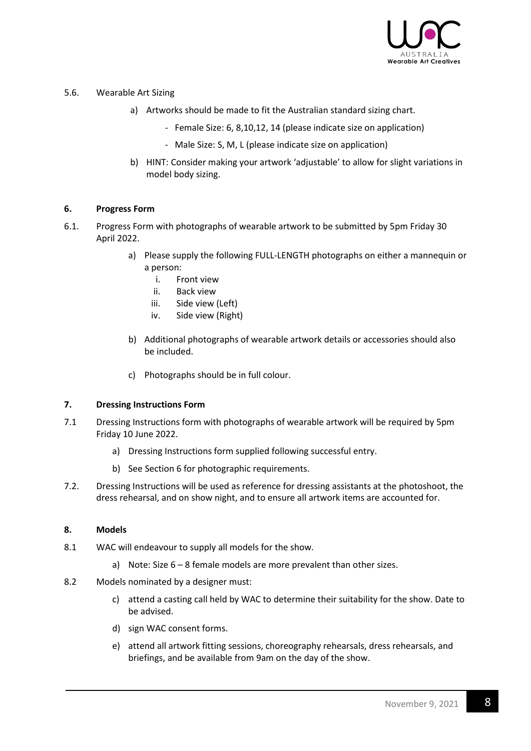5.6. Wearable Art Sizing

a) Artworks should be made to fit the Australian standard sizing chart.

- Female Size: 6, 8,10,12, 14 (please indicate size on application)
- Male Size: S, M, L (please indicate size on application)

b) HINT: Consider making your artwork 'adjustable' to allow for slight variations in model body sizing.

## 6. Progress Form

6.1. Progress Form with photographs of wearable artwork to be submitted by 5pm Friday 30 April 2022.

a) Please supply the following FULL-LENGTH photographs on either a mannequin or a person:

i. Front view
ii. Back view
iii. Side view (Left)
iv. Side view (Right)

b) Additional photographs of wearable artwork details or accessories should also be included.

c) Photographs should be in full colour.

## 7. Dressing Instructions Form

7.1 Dressing Instructions form with photographs of wearable artwork will be required by 5pm Friday 10 June 2022.

a) Dressing Instructions form supplied following successful entry.

b) See Section 6 for photographic requirements.

7.2. Dressing Instructions will be used as reference for dressing assistants at the photoshoot, the dress rehearsal, and on show night, and to ensure all artwork items are accounted for.

## 8. Models

8.1 WAC will endeavour to supply all models for the show.

a) Note: Size 6 – 8 female models are more prevalent than other sizes.

8.2 Models nominated by a designer must:

c) attend a casting call held by WAC to determine their suitability for the show. Date to be advised.

d) sign WAC consent forms.

e) attend all artwork fitting sessions, choreography rehearsals, dress rehearsals, and briefings, and be available from 9am on the day of the show.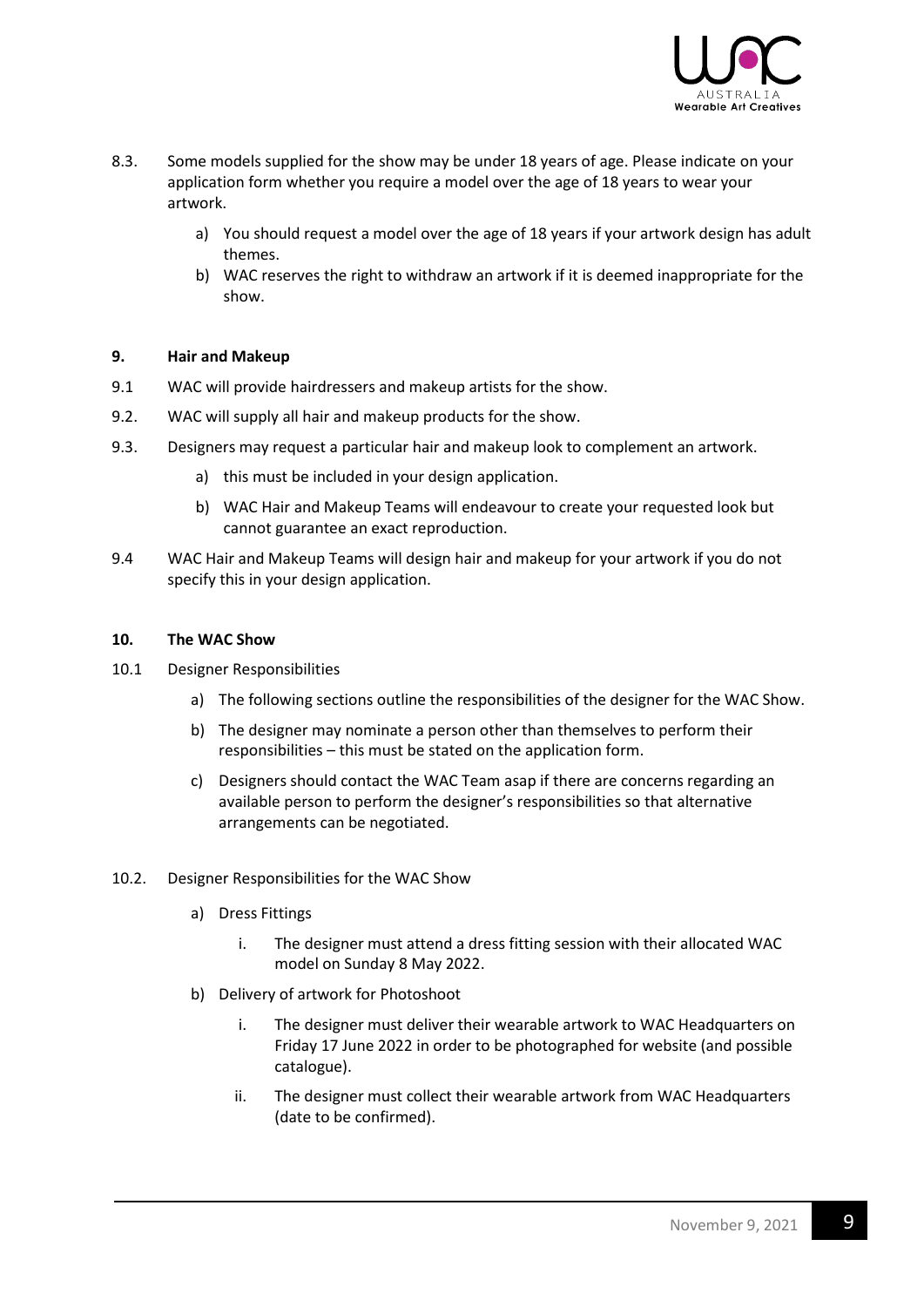8.3. Some models supplied for the show may be under 18 years of age. Please indicate on your application form whether you require a model over the age of 18 years to wear your artwork.

   a) You should request a model over the age of 18 years if your artwork design has adult themes.
   b) WAC reserves the right to withdraw an artwork if it is deemed inappropriate for the show.

## 9. Hair and Makeup

9.1 WAC will provide hairdressers and makeup artists for the show.

9.2. WAC will supply all hair and makeup products for the show.

9.3. Designers may request a particular hair and makeup look to complement an artwork.

   a) this must be included in your design application.
   b) WAC Hair and Makeup Teams will endeavour to create your requested look but cannot guarantee an exact reproduction.

9.4 WAC Hair and Makeup Teams will design hair and makeup for your artwork if you do not specify this in your design application.

## 10. The WAC Show

10.1 Designer Responsibilities

   a) The following sections outline the responsibilities of the designer for the WAC Show.
   b) The designer may nominate a person other than themselves to perform their responsibilities – this must be stated on the application form.
   c) Designers should contact the WAC Team asap if there are concerns regarding an available person to perform the designer's responsibilities so that alternative arrangements can be negotiated.

10.2. Designer Responsibilities for the WAC Show

   a) Dress Fittings
      i. The designer must attend a dress fitting session with their allocated WAC model on Sunday 8 May 2022.
   b) Delivery of artwork for Photoshoot
      i. The designer must deliver their wearable artwork to WAC Headquarters on Friday 17 June 2022 in order to be photographed for website (and possible catalogue).
      ii. The designer must collect their wearable artwork from WAC Headquarters (date to be confirmed).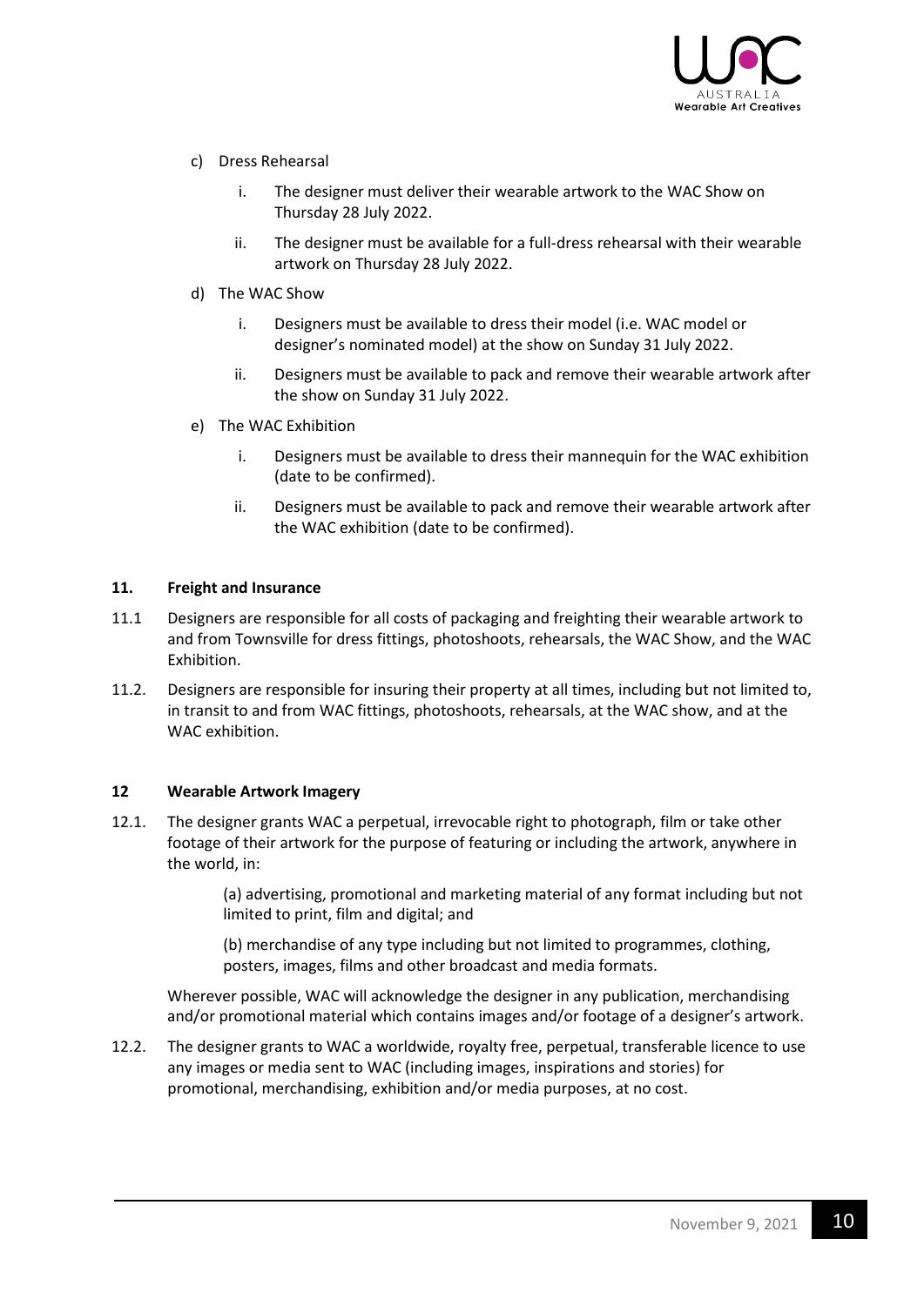c) Dress Rehearsal

   i. The designer must deliver their wearable artwork to the WAC Show on Thursday 28 July 2022.

   ii. The designer must be available for a full-dress rehearsal with their wearable artwork on Thursday 28 July 2022.

d) The WAC Show

   i. Designers must be available to dress their model (i.e. WAC model or designer's nominated model) at the show on Sunday 31 July 2022.

   ii. Designers must be available to pack and remove their wearable artwork after the show on Sunday 31 July 2022.

e) The WAC Exhibition

   i. Designers must be available to dress their mannequin for the WAC exhibition (date to be confirmed).

   ii. Designers must be available to pack and remove their wearable artwork after the WAC exhibition (date to be confirmed).

**11. Freight and Insurance**

11.1 Designers are responsible for all costs of packaging and freighting their wearable artwork to and from Townsville for dress fittings, photoshoots, rehearsals, the WAC Show, and the WAC Exhibition.

11.2. Designers are responsible for insuring their property at all times, including but not limited to, in transit to and from WAC fittings, photoshoots, rehearsals, at the WAC show, and at the WAC exhibition.

**12 Wearable Artwork Imagery**

12.1. The designer grants WAC a perpetual, irrevocable right to photograph, film or take other footage of their artwork for the purpose of featuring or including the artwork, anywhere in the world, in:

(a) advertising, promotional and marketing material of any format including but not limited to print, film and digital; and

(b) merchandise of any type including but not limited to programmes, clothing, posters, images, films and other broadcast and media formats.

Wherever possible, WAC will acknowledge the designer in any publication, merchandising and/or promotional material which contains images and/or footage of a designer's artwork.

12.2. The designer grants to WAC a worldwide, royalty free, perpetual, transferable licence to use any images or media sent to WAC (including images, inspirations and stories) for promotional, merchandising, exhibition and/or media purposes, at no cost.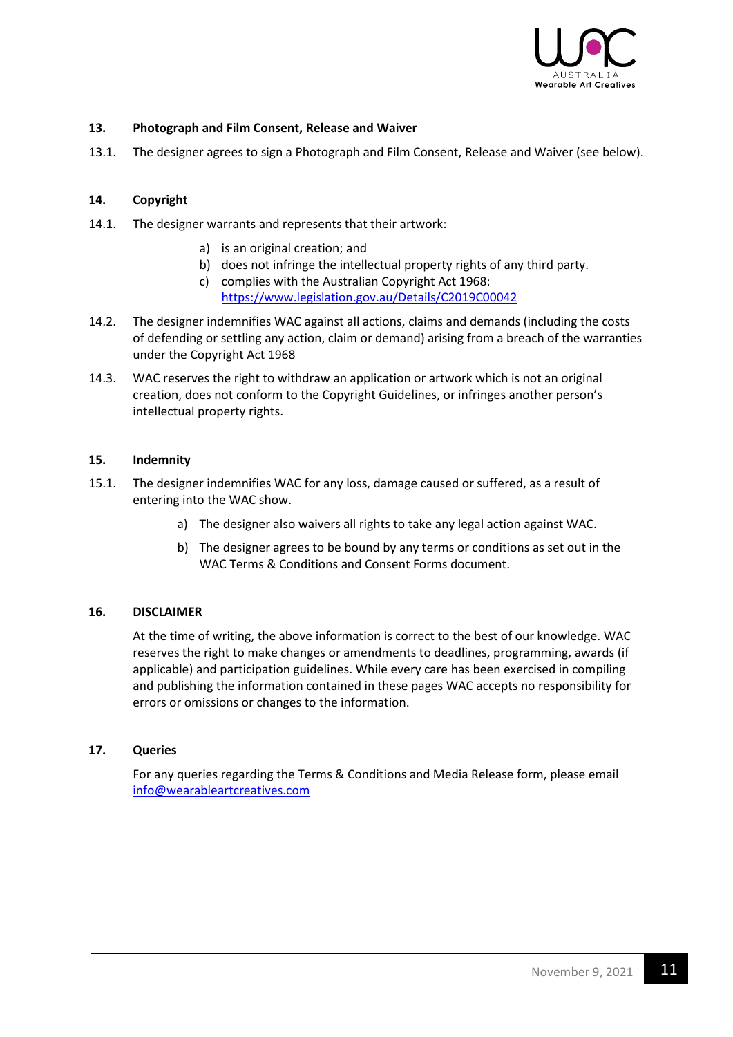**13. Photograph and Film Consent, Release and Waiver**

13.1. The designer agrees to sign a Photograph and Film Consent, Release and Waiver (see below).

**14. Copyright**

14.1. The designer warrants and represents that their artwork:

a) is an original creation; and
b) does not infringe the intellectual property rights of any third party.
c) complies with the Australian Copyright Act 1968: [https://www.legislation.gov.au/Details/C2019C00042](https://www.legislation.gov.au/Details/C2019C00042)

14.2. The designer indemnifies WAC against all actions, claims and demands (including the costs of defending or settling any action, claim or demand) arising from a breach of the warranties under the Copyright Act 1968

14.3. WAC reserves the right to withdraw an application or artwork which is not an original creation, does not conform to the Copyright Guidelines, or infringes another person's intellectual property rights.

**15. Indemnity**

15.1. The designer indemnifies WAC for any loss, damage caused or suffered, as a result of entering into the WAC show.

a) The designer also waivers all rights to take any legal action against WAC.

b) The designer agrees to be bound by any terms or conditions as set out in the WAC Terms & Conditions and Consent Forms document.

**16. DISCLAIMER**

At the time of writing, the above information is correct to the best of our knowledge. WAC reserves the right to make changes or amendments to deadlines, programming, awards (if applicable) and participation guidelines. While every care has been exercised in compiling and publishing the information contained in these pages WAC accepts no responsibility for errors or omissions or changes to the information.

**17. Queries**

For any queries regarding the Terms & Conditions and Media Release form, please email [info@wearableartcreatives.com](mailto:info@wearableartcreatives.com)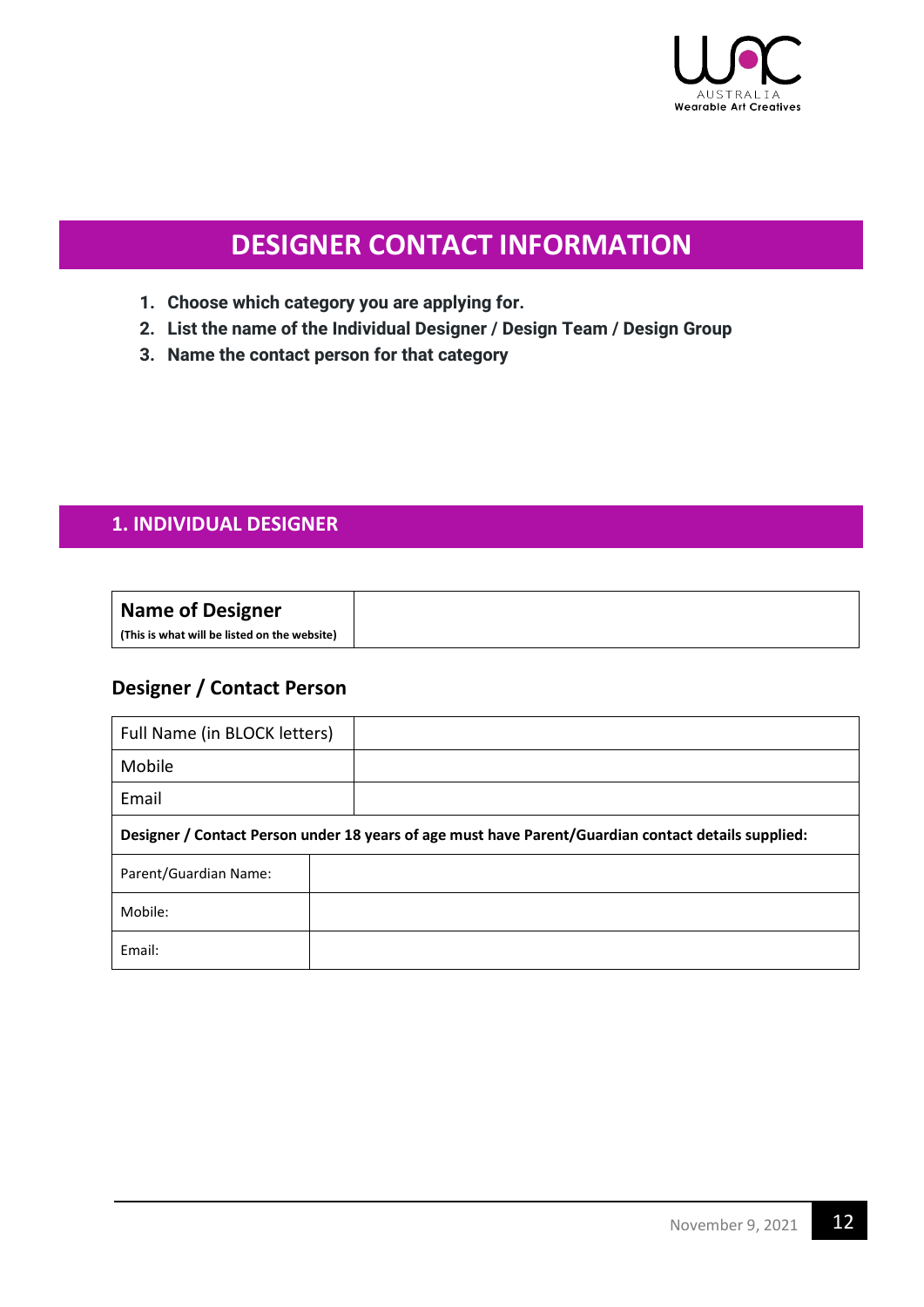# DESIGNER CONTACT INFORMATION

1. **Choose which category you are applying for.**
2. **List the name of the Individual Designer / Design Team / Design Group**
3. **Name the contact person for that category**

## 1. INDIVIDUAL DESIGNER

| **Name of Designer** **(This is what will be listed on the website)** | |
|---|---|

### Designer / Contact Person

| Full Name (in BLOCK letters) | |
|---|---|
| Mobile | |
| Email | |
| **Designer / Contact Person under 18 years of age must have Parent/Guardian contact details supplied:** | |
| Parent/Guardian Name: | |
| Mobile: | |
| Email: | |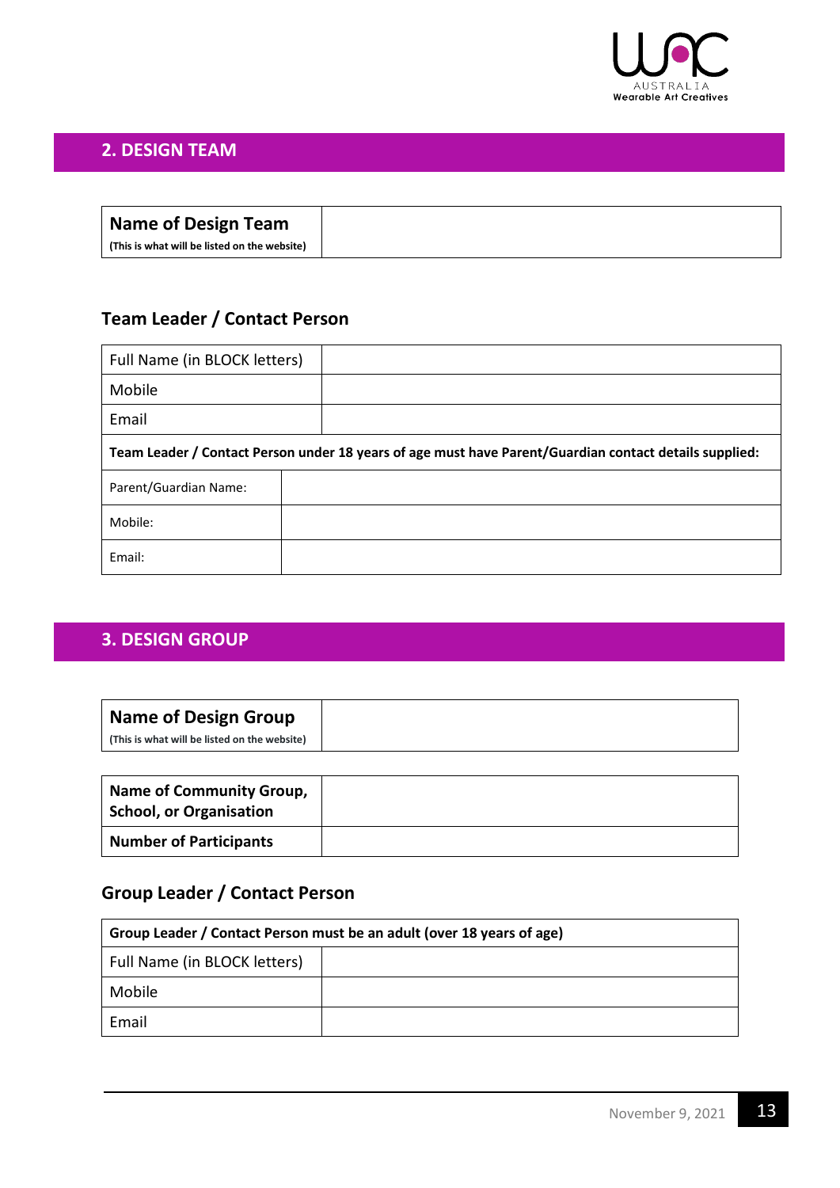## 2. DESIGN TEAM

| **Name of Design Team** (This is what will be listed on the website) | |
|---|---|

### Team Leader / Contact Person

| Full Name (in BLOCK letters) | |
|---|---|
| Mobile | |
| Email | |
| **Team Leader / Contact Person under 18 years of age must have Parent/Guardian contact details supplied:** | |
| Parent/Guardian Name: | |
| Mobile: | |
| Email: | |

## 3. DESIGN GROUP

| **Name of Design Group** (This is what will be listed on the website) | |
|---|---|

| **Name of Community Group, School, or Organisation** | |
|---|---|
| **Number of Participants** | |

### Group Leader / Contact Person

| **Group Leader / Contact Person must be an adult (over 18 years of age)** | |
|---|---|
| Full Name (in BLOCK letters) | |
| Mobile | |
| Email | |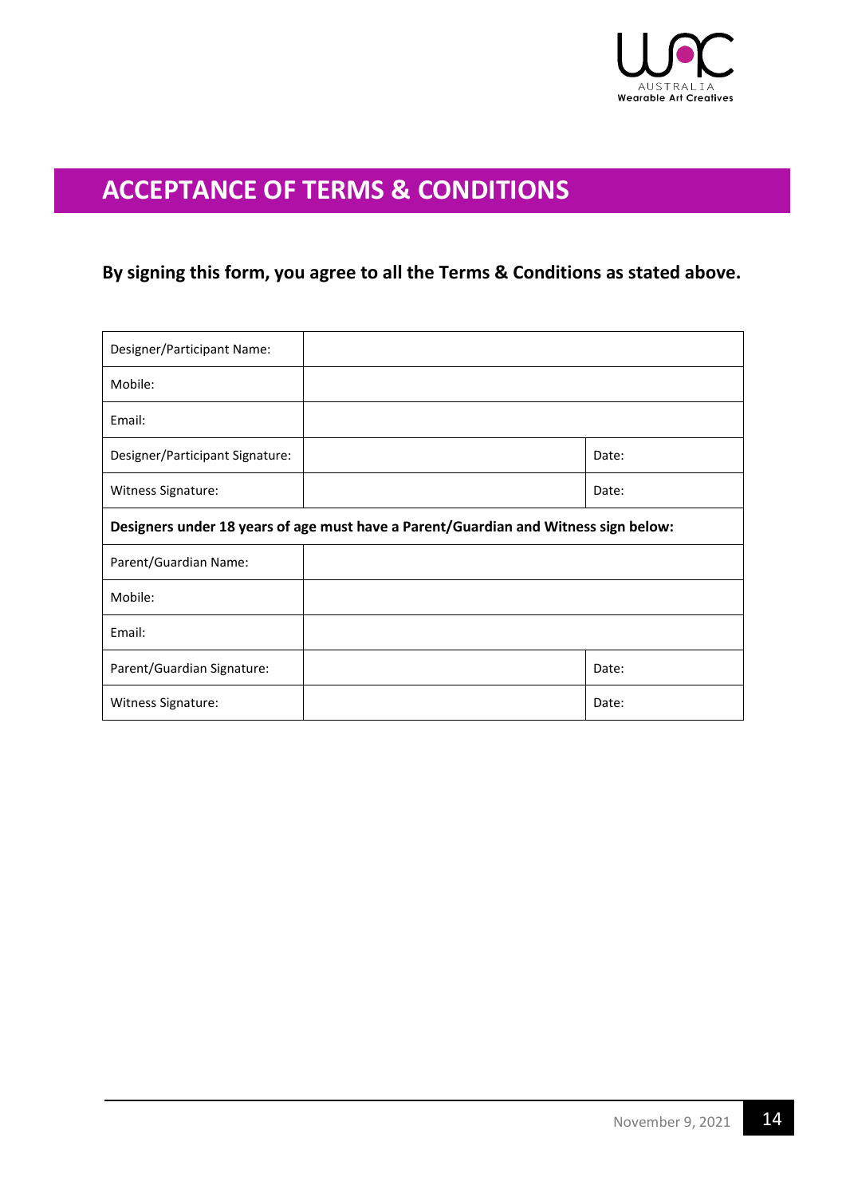# ACCEPTANCE OF TERMS & CONDITIONS

**By signing this form, you agree to all the Terms & Conditions as stated above.**

| Designer/Participant Name: | | |
|---|---|---|
| Mobile: | | |
| Email: | | |
| Designer/Participant Signature: | | Date: |
| Witness Signature: | | Date: |
| **Designers under 18 years of age must have a Parent/Guardian and Witness sign below:** | | |
| Parent/Guardian Name: | | |
| Mobile: | | |
| Email: | | |
| Parent/Guardian Signature: | | Date: |
| Witness Signature: | | Date: |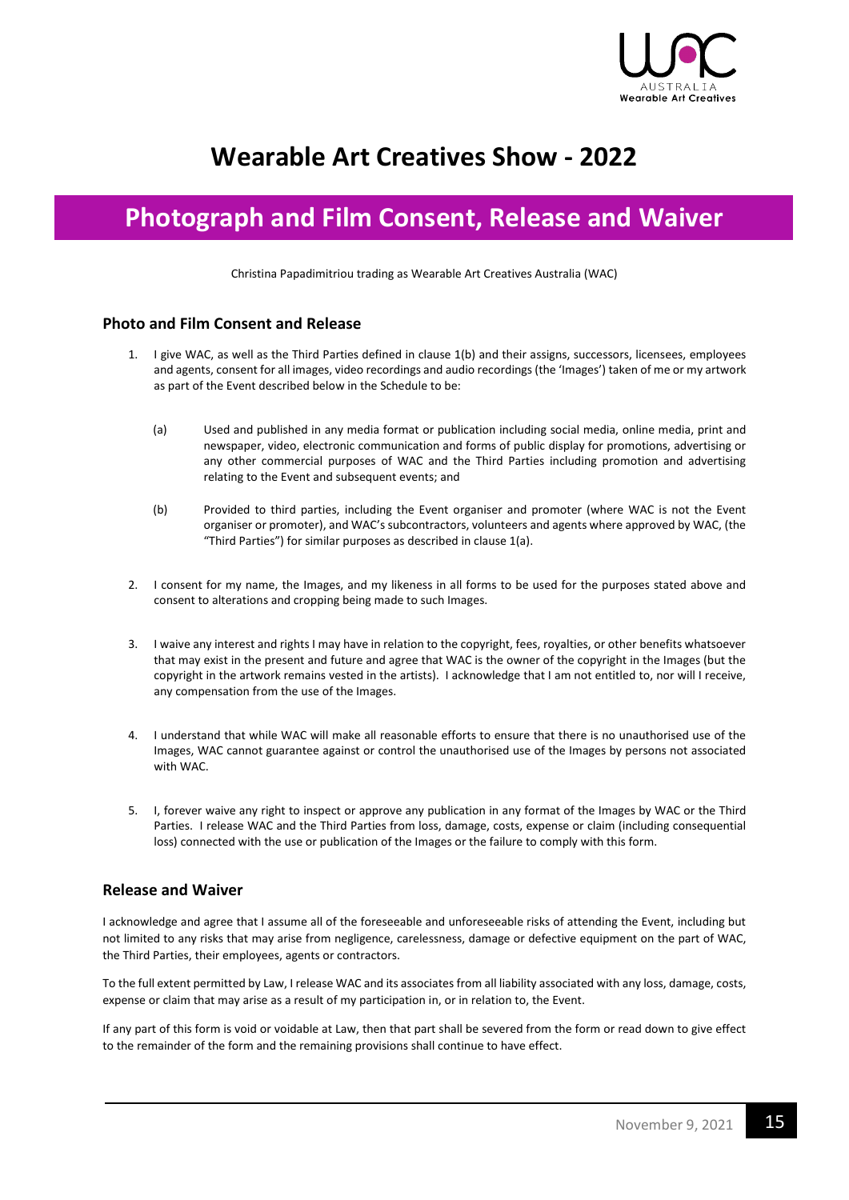# Wearable Art Creatives Show - 2022

## Photograph and Film Consent, Release and Waiver

Christina Papadimitriou trading as Wearable Art Creatives Australia (WAC)

### Photo and Film Consent and Release

1. I give WAC, as well as the Third Parties defined in clause 1(b) and their assigns, successors, licensees, employees and agents, consent for all images, video recordings and audio recordings (the 'Images') taken of me or my artwork as part of the Event described below in the Schedule to be:

   (a) Used and published in any media format or publication including social media, online media, print and newspaper, video, electronic communication and forms of public display for promotions, advertising or any other commercial purposes of WAC and the Third Parties including promotion and advertising relating to the Event and subsequent events; and

   (b) Provided to third parties, including the Event organiser and promoter (where WAC is not the Event organiser or promoter), and WAC's subcontractors, volunteers and agents where approved by WAC, (the "Third Parties") for similar purposes as described in clause 1(a).

2. I consent for my name, the Images, and my likeness in all forms to be used for the purposes stated above and consent to alterations and cropping being made to such Images.

3. I waive any interest and rights I may have in relation to the copyright, fees, royalties, or other benefits whatsoever that may exist in the present and future and agree that WAC is the owner of the copyright in the Images (but the copyright in the artwork remains vested in the artists). I acknowledge that I am not entitled to, nor will I receive, any compensation from the use of the Images.

4. I understand that while WAC will make all reasonable efforts to ensure that there is no unauthorised use of the Images, WAC cannot guarantee against or control the unauthorised use of the Images by persons not associated with WAC.

5. I, forever waive any right to inspect or approve any publication in any format of the Images by WAC or the Third Parties. I release WAC and the Third Parties from loss, damage, costs, expense or claim (including consequential loss) connected with the use or publication of the Images or the failure to comply with this form.

### Release and Waiver

I acknowledge and agree that I assume all of the foreseeable and unforeseeable risks of attending the Event, including but not limited to any risks that may arise from negligence, carelessness, damage or defective equipment on the part of WAC, the Third Parties, their employees, agents or contractors.

To the full extent permitted by Law, I release WAC and its associates from all liability associated with any loss, damage, costs, expense or claim that may arise as a result of my participation in, or in relation to, the Event.

If any part of this form is void or voidable at Law, then that part shall be severed from the form or read down to give effect to the remainder of the form and the remaining provisions shall continue to have effect.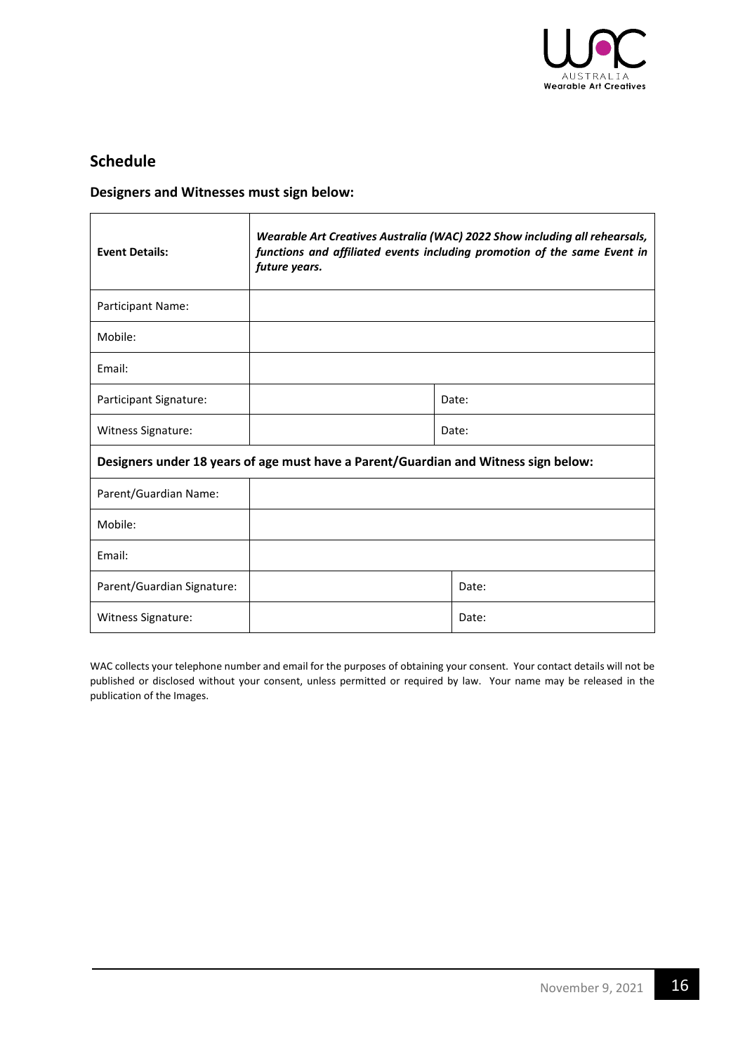## Schedule

### Designers and Witnesses must sign below:

| | | |
|---|---|---|
| **Event Details:** | ***Wearable Art Creatives Australia (WAC) 2022 Show including all rehearsals, functions and affiliated events including promotion of the same Event in future years.*** | |
| Participant Name: | | |
| Mobile: | | |
| Email: | | |
| Participant Signature: | | Date: |
| Witness Signature: | | Date: |
| **Designers under 18 years of age must have a Parent/Guardian and Witness sign below:** | | |
| Parent/Guardian Name: | | |
| Mobile: | | |
| Email: | | |
| Parent/Guardian Signature: | | Date: |
| Witness Signature: | | Date: |

WAC collects your telephone number and email for the purposes of obtaining your consent. Your contact details will not be published or disclosed without your consent, unless permitted or required by law. Your name may be released in the publication of the Images.